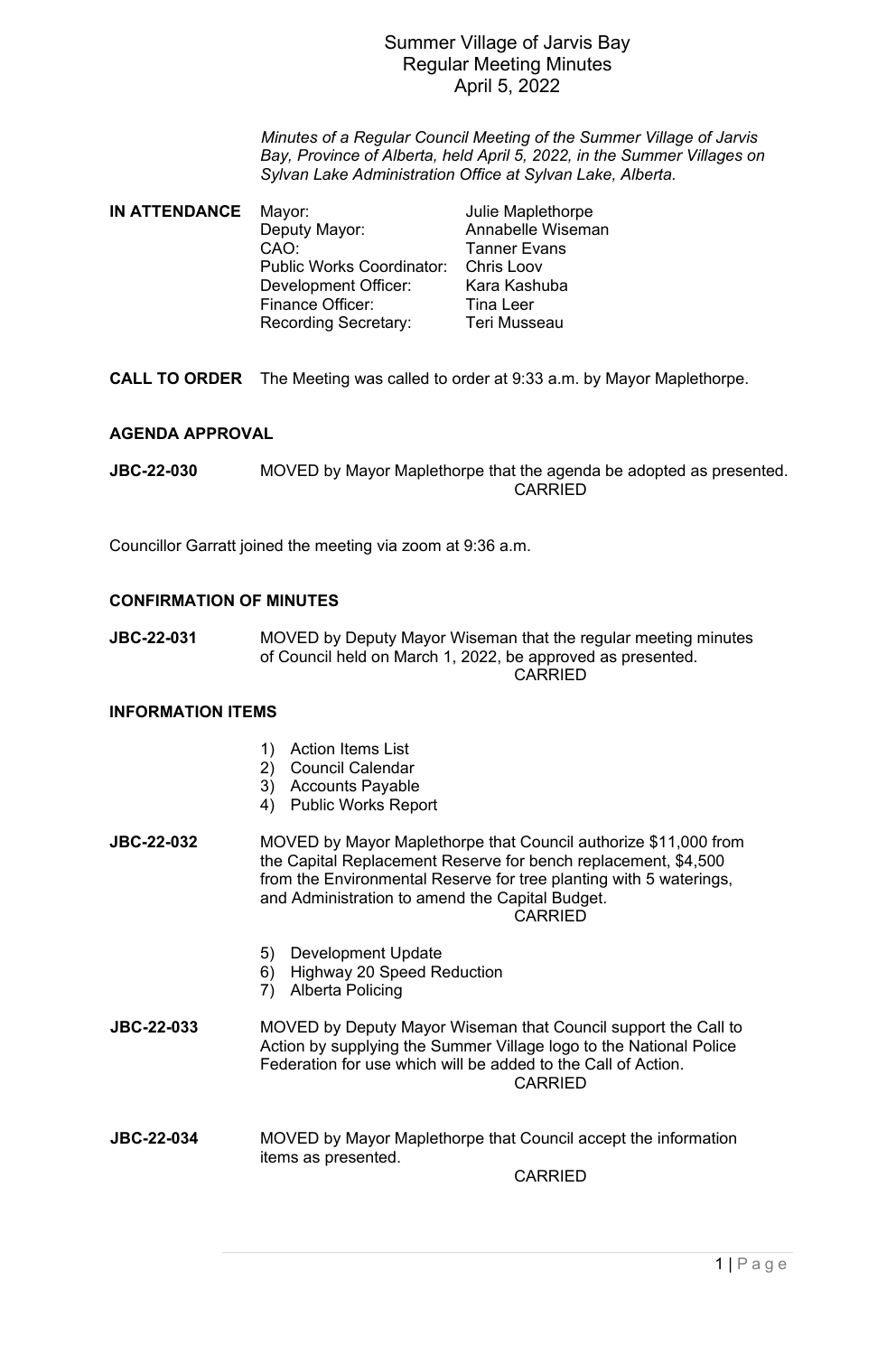# Summer Village of Jarvis Bay
## Regular Meeting Minutes
### April 5, 2022

*Minutes of a Regular Council Meeting of the Summer Village of Jarvis Bay, Province of Alberta, held April 5, 2022, in the Summer Villages on Sylvan Lake Administration Office at Sylvan Lake, Alberta.*

**IN ATTENDANCE**

| | |
|---|---|
| Mayor: | Julie Maplethorpe |
| Deputy Mayor: | Annabelle Wiseman |
| CAO: | Tanner Evans |
| Public Works Coordinator: | Chris Loov |
| Development Officer: | Kara Kashuba |
| Finance Officer: | Tina Leer |
| Recording Secretary: | Teri Musseau |

**CALL TO ORDER** The Meeting was called to order at 9:33 a.m. by Mayor Maplethorpe.

**AGENDA APPROVAL**

**JBC-22-030** MOVED by Mayor Maplethorpe that the agenda be adopted as presented.
CARRIED

Councillor Garratt joined the meeting via zoom at 9:36 a.m.

**CONFIRMATION OF MINUTES**

**JBC-22-031** MOVED by Deputy Mayor Wiseman that the regular meeting minutes of Council held on March 1, 2022, be approved as presented.
CARRIED

**INFORMATION ITEMS**

1) Action Items List
2) Council Calendar
3) Accounts Payable
4) Public Works Report

**JBC-22-032** MOVED by Mayor Maplethorpe that Council authorize $11,000 from the Capital Replacement Reserve for bench replacement, $4,500 from the Environmental Reserve for tree planting with 5 waterings, and Administration to amend the Capital Budget.
CARRIED

5) Development Update
6) Highway 20 Speed Reduction
7) Alberta Policing

**JBC-22-033** MOVED by Deputy Mayor Wiseman that Council support the Call to Action by supplying the Summer Village logo to the National Police Federation for use which will be added to the Call of Action.
CARRIED

**JBC-22-034** MOVED by Mayor Maplethorpe that Council accept the information items as presented.
CARRIED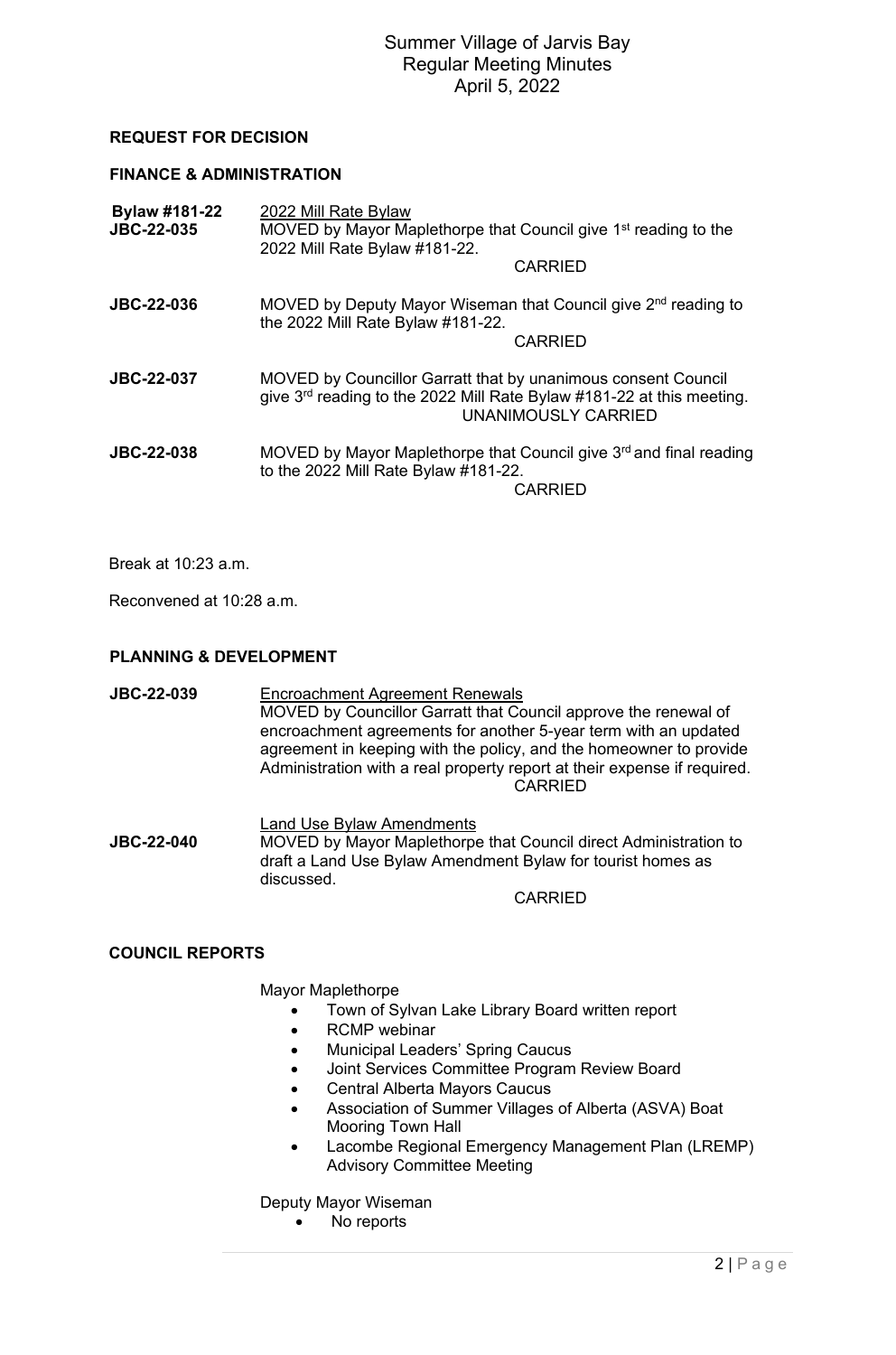# Summer Village of Jarvis Bay
## Regular Meeting Minutes
### April 5, 2022

**REQUEST FOR DECISION**

**FINANCE & ADMINISTRATION**

**Bylaw #181-22**
**JBC-22-035**

2022 Mill Rate Bylaw

MOVED by Mayor Maplethorpe that Council give 1st reading to the 2022 Mill Rate Bylaw #181-22.

CARRIED

**JBC-22-036**

MOVED by Deputy Mayor Wiseman that Council give 2nd reading to the 2022 Mill Rate Bylaw #181-22.

CARRIED

**JBC-22-037**

MOVED by Councillor Garratt that by unanimous consent Council give 3rd reading to the 2022 Mill Rate Bylaw #181-22 at this meeting.

UNANIMOUSLY CARRIED

**JBC-22-038**

MOVED by Mayor Maplethorpe that Council give 3rd and final reading to the 2022 Mill Rate Bylaw #181-22.

CARRIED

Break at 10:23 a.m.

Reconvened at 10:28 a.m.

**PLANNING & DEVELOPMENT**

**JBC-22-039**

Encroachment Agreement Renewals

MOVED by Councillor Garratt that Council approve the renewal of encroachment agreements for another 5-year term with an updated agreement in keeping with the policy, and the homeowner to provide Administration with a real property report at their expense if required.

CARRIED

**JBC-22-040**

Land Use Bylaw Amendments

MOVED by Mayor Maplethorpe that Council direct Administration to draft a Land Use Bylaw Amendment Bylaw for tourist homes as discussed.

CARRIED

**COUNCIL REPORTS**

Mayor Maplethorpe

- Town of Sylvan Lake Library Board written report
- RCMP webinar
- Municipal Leaders' Spring Caucus
- Joint Services Committee Program Review Board
- Central Alberta Mayors Caucus
- Association of Summer Villages of Alberta (ASVA) Boat Mooring Town Hall
- Lacombe Regional Emergency Management Plan (LREMP) Advisory Committee Meeting

Deputy Mayor Wiseman

- No reports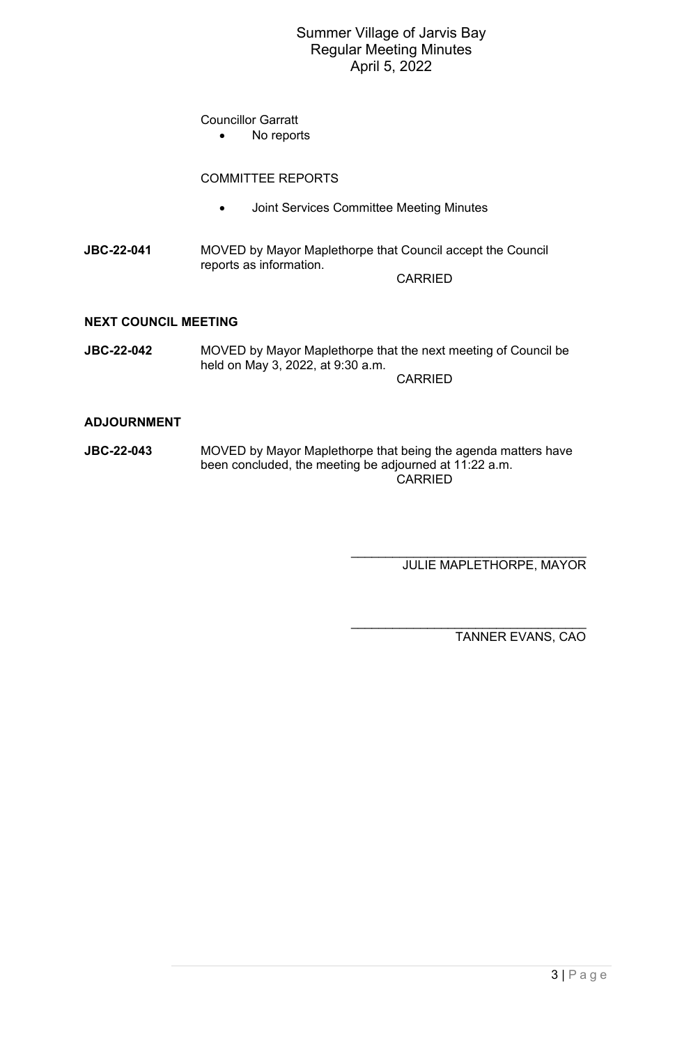Councillor Garratt

- No reports

COMMITTEE REPORTS

- Joint Services Committee Meeting Minutes

**JBC-22-041** MOVED by Mayor Maplethorpe that Council accept the Council reports as information.

CARRIED

**NEXT COUNCIL MEETING**

**JBC-22-042** MOVED by Mayor Maplethorpe that the next meeting of Council be held on May 3, 2022, at 9:30 a.m.

CARRIED

**ADJOURNMENT**

**JBC-22-043** MOVED by Mayor Maplethorpe that being the agenda matters have been concluded, the meeting be adjourned at 11:22 a.m.

CARRIED

___________________________________
JULIE MAPLETHORPE, MAYOR

___________________________________
TANNER EVANS, CAO